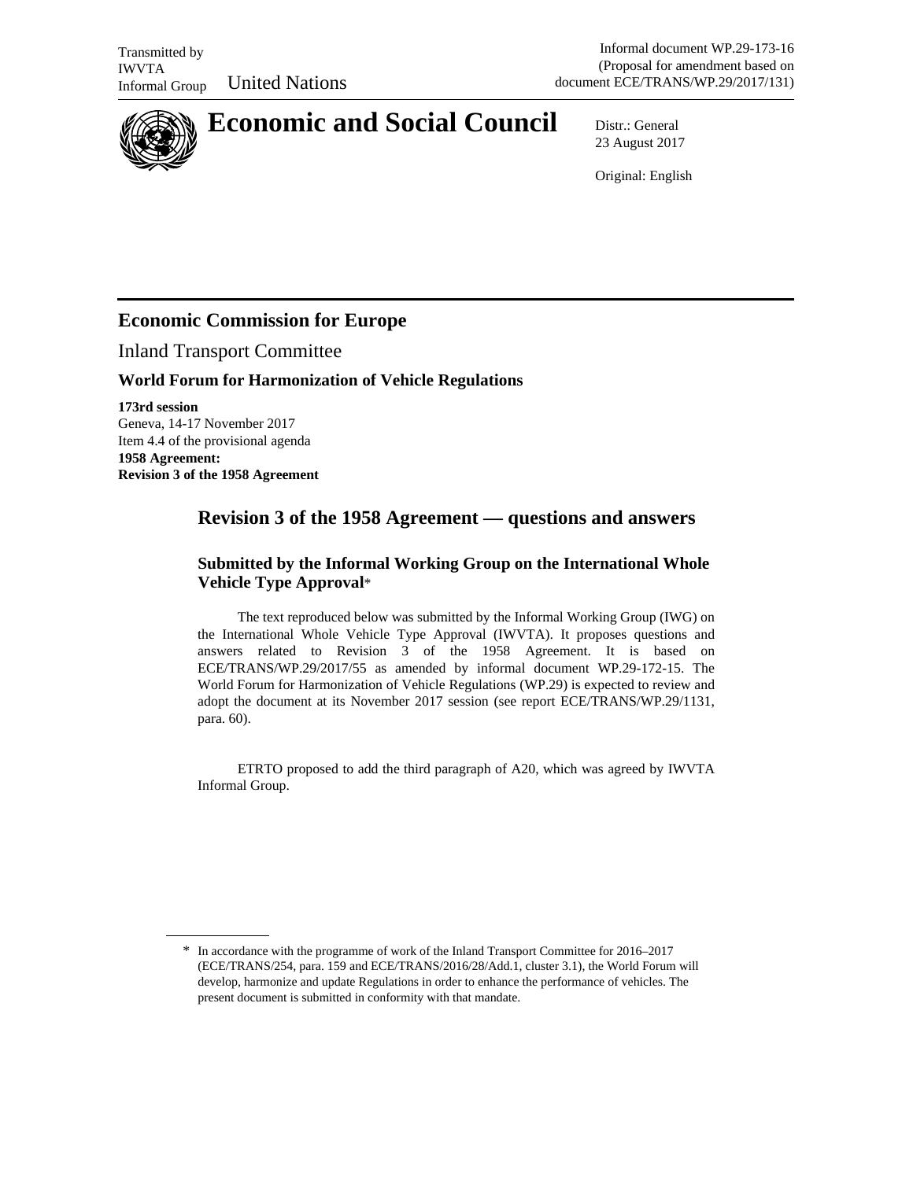Transmitted by IWVTA Informal Group

United Nations

Informal document WP.29-173-16 (Proposal for amendment based on document ECE/TRANS/WP.29/2017/131)

# Economic and Social Council

Distr.: General
23 August 2017

Original: English

## Economic Commission for Europe

Inland Transport Committee

### World Forum for Harmonization of Vehicle Regulations

**173rd session**
Geneva, 14-17 November 2017
Item 4.4 of the provisional agenda
**1958 Agreement:**
**Revision 3 of the 1958 Agreement**

## Revision 3 of the 1958 Agreement — questions and answers

### Submitted by the Informal Working Group on the International Whole Vehicle Type Approval*

The text reproduced below was submitted by the Informal Working Group (IWG) on the International Whole Vehicle Type Approval (IWVTA). It proposes questions and answers related to Revision 3 of the 1958 Agreement. It is based on ECE/TRANS/WP.29/2017/55 as amended by informal document WP.29-172-15. The World Forum for Harmonization of Vehicle Regulations (WP.29) is expected to review and adopt the document at its November 2017 session (see report ECE/TRANS/WP.29/1131, para. 60).

ETRTO proposed to add the third paragraph of A20, which was agreed by IWVTA Informal Group.

---

* In accordance with the programme of work of the Inland Transport Committee for 2016–2017 (ECE/TRANS/254, para. 159 and ECE/TRANS/2016/28/Add.1, cluster 3.1), the World Forum will develop, harmonize and update Regulations in order to enhance the performance of vehicles. The present document is submitted in conformity with that mandate.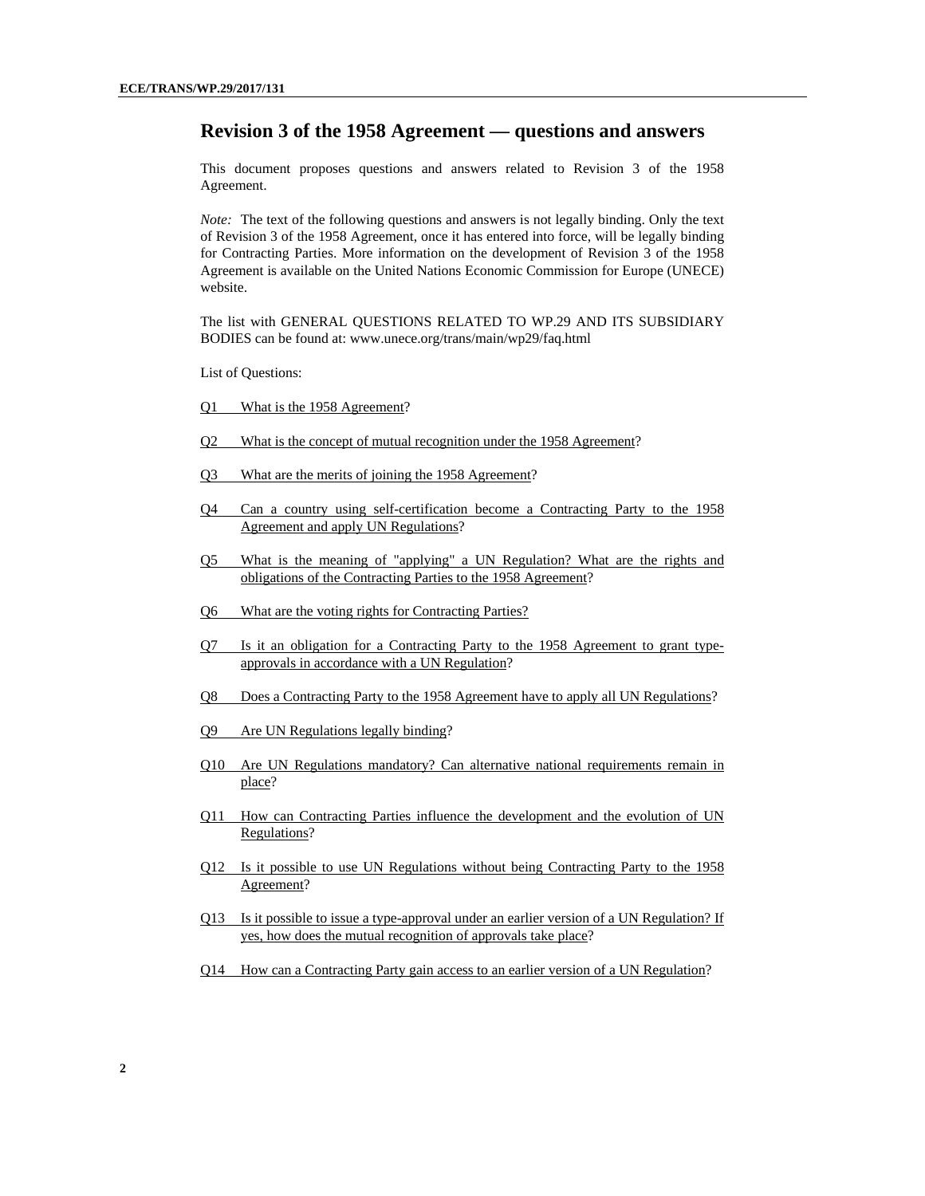## Revision 3 of the 1958 Agreement — questions and answers

This document proposes questions and answers related to Revision 3 of the 1958 Agreement.

*Note:* The text of the following questions and answers is not legally binding. Only the text of Revision 3 of the 1958 Agreement, once it has entered into force, will be legally binding for Contracting Parties. More information on the development of Revision 3 of the 1958 Agreement is available on the United Nations Economic Commission for Europe (UNECE) website.

The list with GENERAL QUESTIONS RELATED TO WP.29 AND ITS SUBSIDIARY BODIES can be found at: www.unece.org/trans/main/wp29/faq.html

List of Questions:

Q1 What is the 1958 Agreement?

Q2 What is the concept of mutual recognition under the 1958 Agreement?

Q3 What are the merits of joining the 1958 Agreement?

Q4 Can a country using self-certification become a Contracting Party to the 1958 Agreement and apply UN Regulations?

Q5 What is the meaning of "applying" a UN Regulation? What are the rights and obligations of the Contracting Parties to the 1958 Agreement?

Q6 What are the voting rights for Contracting Parties?

Q7 Is it an obligation for a Contracting Party to the 1958 Agreement to grant type-approvals in accordance with a UN Regulation?

Q8 Does a Contracting Party to the 1958 Agreement have to apply all UN Regulations?

Q9 Are UN Regulations legally binding?

Q10 Are UN Regulations mandatory? Can alternative national requirements remain in place?

Q11 How can Contracting Parties influence the development and the evolution of UN Regulations?

Q12 Is it possible to use UN Regulations without being Contracting Party to the 1958 Agreement?

Q13 Is it possible to issue a type-approval under an earlier version of a UN Regulation? If yes, how does the mutual recognition of approvals take place?

Q14 How can a Contracting Party gain access to an earlier version of a UN Regulation?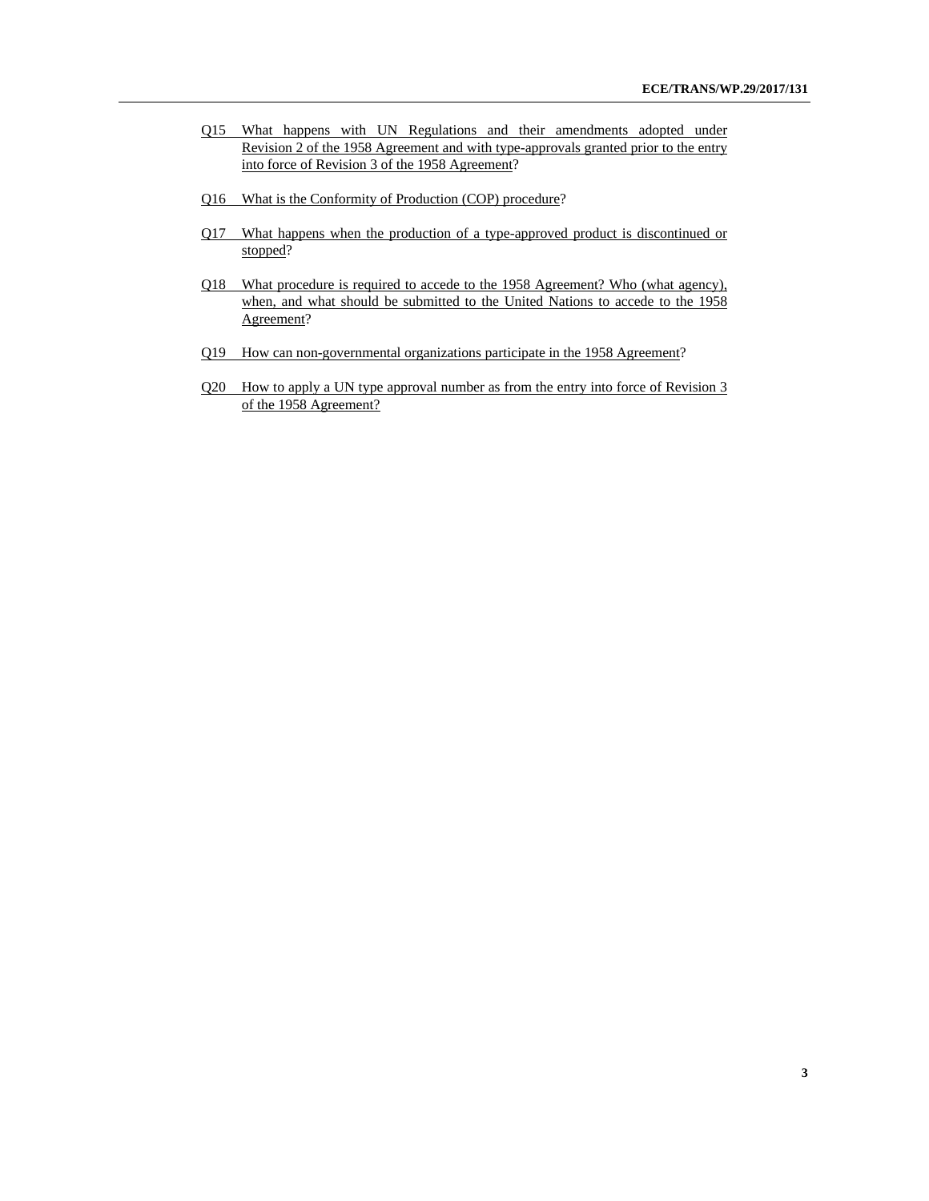Q15 What happens with UN Regulations and their amendments adopted under Revision 2 of the 1958 Agreement and with type-approvals granted prior to the entry into force of Revision 3 of the 1958 Agreement?

Q16 What is the Conformity of Production (COP) procedure?

Q17 What happens when the production of a type-approved product is discontinued or stopped?

Q18 What procedure is required to accede to the 1958 Agreement? Who (what agency), when, and what should be submitted to the United Nations to accede to the 1958 Agreement?

Q19 How can non-governmental organizations participate in the 1958 Agreement?

Q20 How to apply a UN type approval number as from the entry into force of Revision 3 of the 1958 Agreement?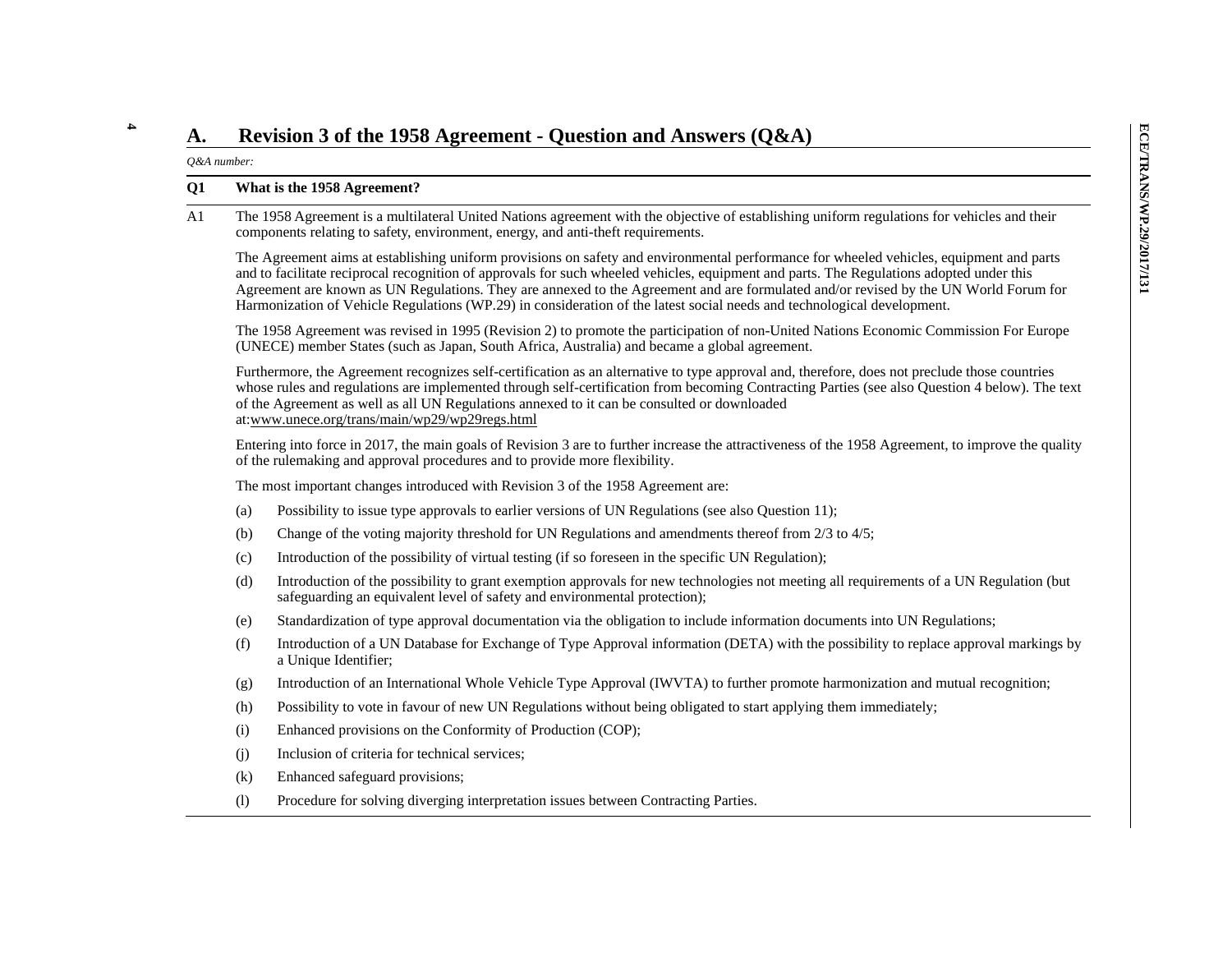## A. Revision 3 of the 1958 Agreement - Question and Answers (Q&A)

*Q&A number:*

**Q1 What is the 1958 Agreement?**

A1 The 1958 Agreement is a multilateral United Nations agreement with the objective of establishing uniform regulations for vehicles and their components relating to safety, environment, energy, and anti-theft requirements.

The Agreement aims at establishing uniform provisions on safety and environmental performance for wheeled vehicles, equipment and parts and to facilitate reciprocal recognition of approvals for such wheeled vehicles, equipment and parts. The Regulations adopted under this Agreement are known as UN Regulations. They are annexed to the Agreement and are formulated and/or revised by the UN World Forum for Harmonization of Vehicle Regulations (WP.29) in consideration of the latest social needs and technological development.

The 1958 Agreement was revised in 1995 (Revision 2) to promote the participation of non-United Nations Economic Commission For Europe (UNECE) member States (such as Japan, South Africa, Australia) and became a global agreement.

Furthermore, the Agreement recognizes self-certification as an alternative to type approval and, therefore, does not preclude those countries whose rules and regulations are implemented through self-certification from becoming Contracting Parties (see also Question 4 below). The text of the Agreement as well as all UN Regulations annexed to it can be consulted or downloaded at:www.unece.org/trans/main/wp29/wp29regs.html

Entering into force in 2017, the main goals of Revision 3 are to further increase the attractiveness of the 1958 Agreement, to improve the quality of the rulemaking and approval procedures and to provide more flexibility.

The most important changes introduced with Revision 3 of the 1958 Agreement are:

(a) Possibility to issue type approvals to earlier versions of UN Regulations (see also Question 11);

(b) Change of the voting majority threshold for UN Regulations and amendments thereof from 2/3 to 4/5;

(c) Introduction of the possibility of virtual testing (if so foreseen in the specific UN Regulation);

(d) Introduction of the possibility to grant exemption approvals for new technologies not meeting all requirements of a UN Regulation (but safeguarding an equivalent level of safety and environmental protection);

(e) Standardization of type approval documentation via the obligation to include information documents into UN Regulations;

(f) Introduction of a UN Database for Exchange of Type Approval information (DETA) with the possibility to replace approval markings by a Unique Identifier;

(g) Introduction of an International Whole Vehicle Type Approval (IWVTA) to further promote harmonization and mutual recognition;

(h) Possibility to vote in favour of new UN Regulations without being obligated to start applying them immediately;

(i) Enhanced provisions on the Conformity of Production (COP);

(j) Inclusion of criteria for technical services;

(k) Enhanced safeguard provisions;

(l) Procedure for solving diverging interpretation issues between Contracting Parties.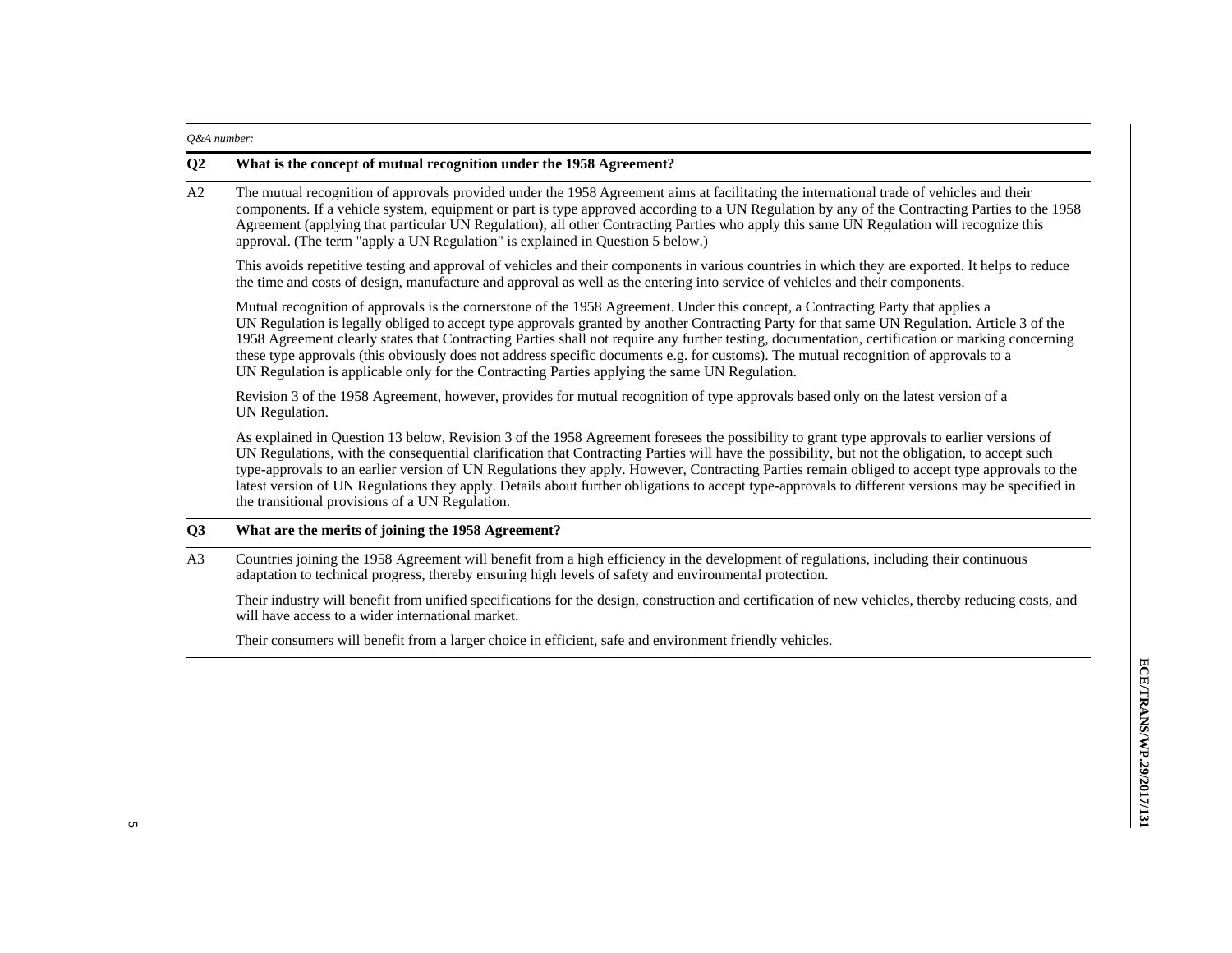*Q&A number:*

| | |
|---|---|
| **Q2** | **What is the concept of mutual recognition under the 1958 Agreement?** |
| A2 | The mutual recognition of approvals provided under the 1958 Agreement aims at facilitating the international trade of vehicles and their components. If a vehicle system, equipment or part is type approved according to a UN Regulation by any of the Contracting Parties to the 1958 Agreement (applying that particular UN Regulation), all other Contracting Parties who apply this same UN Regulation will recognize this approval. (The term "apply a UN Regulation" is explained in Question 5 below.)<br><br>This avoids repetitive testing and approval of vehicles and their components in various countries in which they are exported. It helps to reduce the time and costs of design, manufacture and approval as well as the entering into service of vehicles and their components.<br><br>Mutual recognition of approvals is the cornerstone of the 1958 Agreement. Under this concept, a Contracting Party that applies a UN Regulation is legally obliged to accept type approvals granted by another Contracting Party for that same UN Regulation. Article 3 of the 1958 Agreement clearly states that Contracting Parties shall not require any further testing, documentation, certification or marking concerning these type approvals (this obviously does not address specific documents e.g. for customs). The mutual recognition of approvals to a UN Regulation is applicable only for the Contracting Parties applying the same UN Regulation.<br><br>Revision 3 of the 1958 Agreement, however, provides for mutual recognition of type approvals based only on the latest version of a UN Regulation.<br><br>As explained in Question 13 below, Revision 3 of the 1958 Agreement foresees the possibility to grant type approvals to earlier versions of UN Regulations, with the consequential clarification that Contracting Parties will have the possibility, but not the obligation, to accept such type-approvals to an earlier version of UN Regulations they apply. However, Contracting Parties remain obliged to accept type approvals to the latest version of UN Regulations they apply. Details about further obligations to accept type-approvals to different versions may be specified in the transitional provisions of a UN Regulation. |
| **Q3** | **What are the merits of joining the 1958 Agreement?** |
| A3 | Countries joining the 1958 Agreement will benefit from a high efficiency in the development of regulations, including their continuous adaptation to technical progress, thereby ensuring high levels of safety and environmental protection.<br><br>Their industry will benefit from unified specifications for the design, construction and certification of new vehicles, thereby reducing costs, and will have access to a wider international market.<br><br>Their consumers will benefit from a larger choice in efficient, safe and environment friendly vehicles. |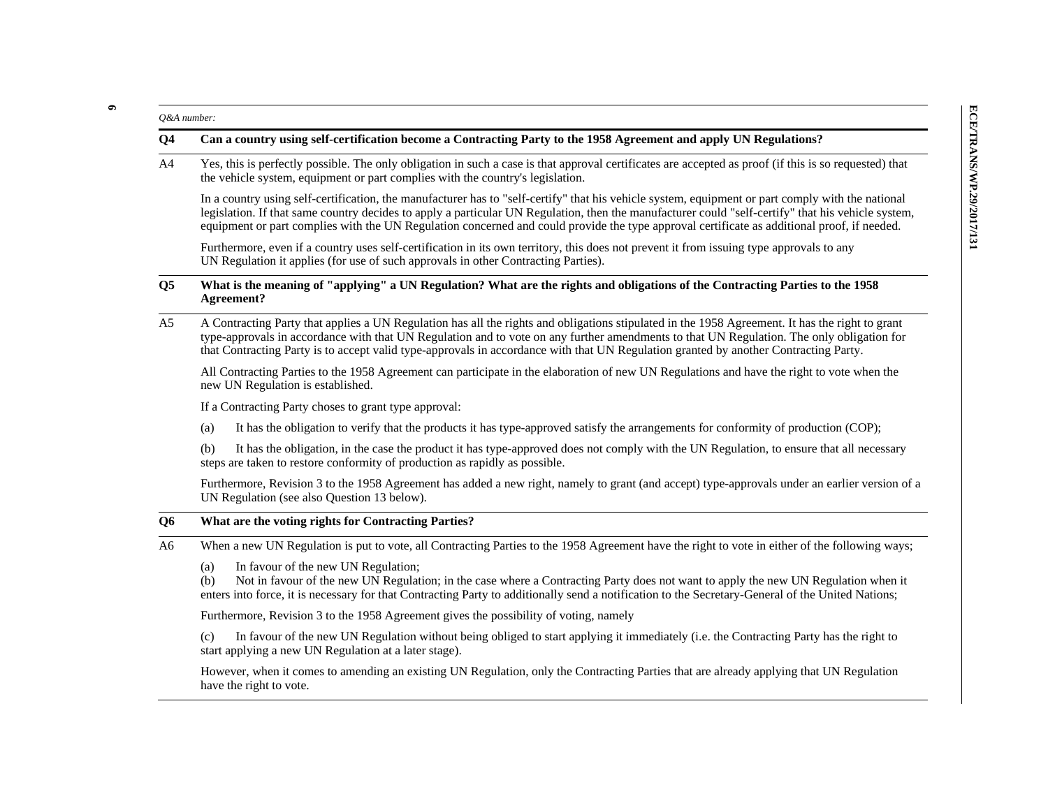*Q&A number:*

**Q4 Can a country using self-certification become a Contracting Party to the 1958 Agreement and apply UN Regulations?**

A4 Yes, this is perfectly possible. The only obligation in such a case is that approval certificates are accepted as proof (if this is so requested) that the vehicle system, equipment or part complies with the country's legislation.

In a country using self-certification, the manufacturer has to "self-certify" that his vehicle system, equipment or part comply with the national legislation. If that same country decides to apply a particular UN Regulation, then the manufacturer could "self-certify" that his vehicle system, equipment or part complies with the UN Regulation concerned and could provide the type approval certificate as additional proof, if needed.

Furthermore, even if a country uses self-certification in its own territory, this does not prevent it from issuing type approvals to any UN Regulation it applies (for use of such approvals in other Contracting Parties).

**Q5 What is the meaning of "applying" a UN Regulation? What are the rights and obligations of the Contracting Parties to the 1958 Agreement?**

A5 A Contracting Party that applies a UN Regulation has all the rights and obligations stipulated in the 1958 Agreement. It has the right to grant type-approvals in accordance with that UN Regulation and to vote on any further amendments to that UN Regulation. The only obligation for that Contracting Party is to accept valid type-approvals in accordance with that UN Regulation granted by another Contracting Party.

All Contracting Parties to the 1958 Agreement can participate in the elaboration of new UN Regulations and have the right to vote when the new UN Regulation is established.

If a Contracting Party choses to grant type approval:

(a) It has the obligation to verify that the products it has type-approved satisfy the arrangements for conformity of production (COP);

(b) It has the obligation, in the case the product it has type-approved does not comply with the UN Regulation, to ensure that all necessary steps are taken to restore conformity of production as rapidly as possible.

Furthermore, Revision 3 to the 1958 Agreement has added a new right, namely to grant (and accept) type-approvals under an earlier version of a UN Regulation (see also Question 13 below).

**Q6 What are the voting rights for Contracting Parties?**

A6 When a new UN Regulation is put to vote, all Contracting Parties to the 1958 Agreement have the right to vote in either of the following ways;

(a) In favour of the new UN Regulation;

(b) Not in favour of the new UN Regulation; in the case where a Contracting Party does not want to apply the new UN Regulation when it enters into force, it is necessary for that Contracting Party to additionally send a notification to the Secretary-General of the United Nations;

Furthermore, Revision 3 to the 1958 Agreement gives the possibility of voting, namely

(c) In favour of the new UN Regulation without being obliged to start applying it immediately (i.e. the Contracting Party has the right to start applying a new UN Regulation at a later stage).

However, when it comes to amending an existing UN Regulation, only the Contracting Parties that are already applying that UN Regulation have the right to vote.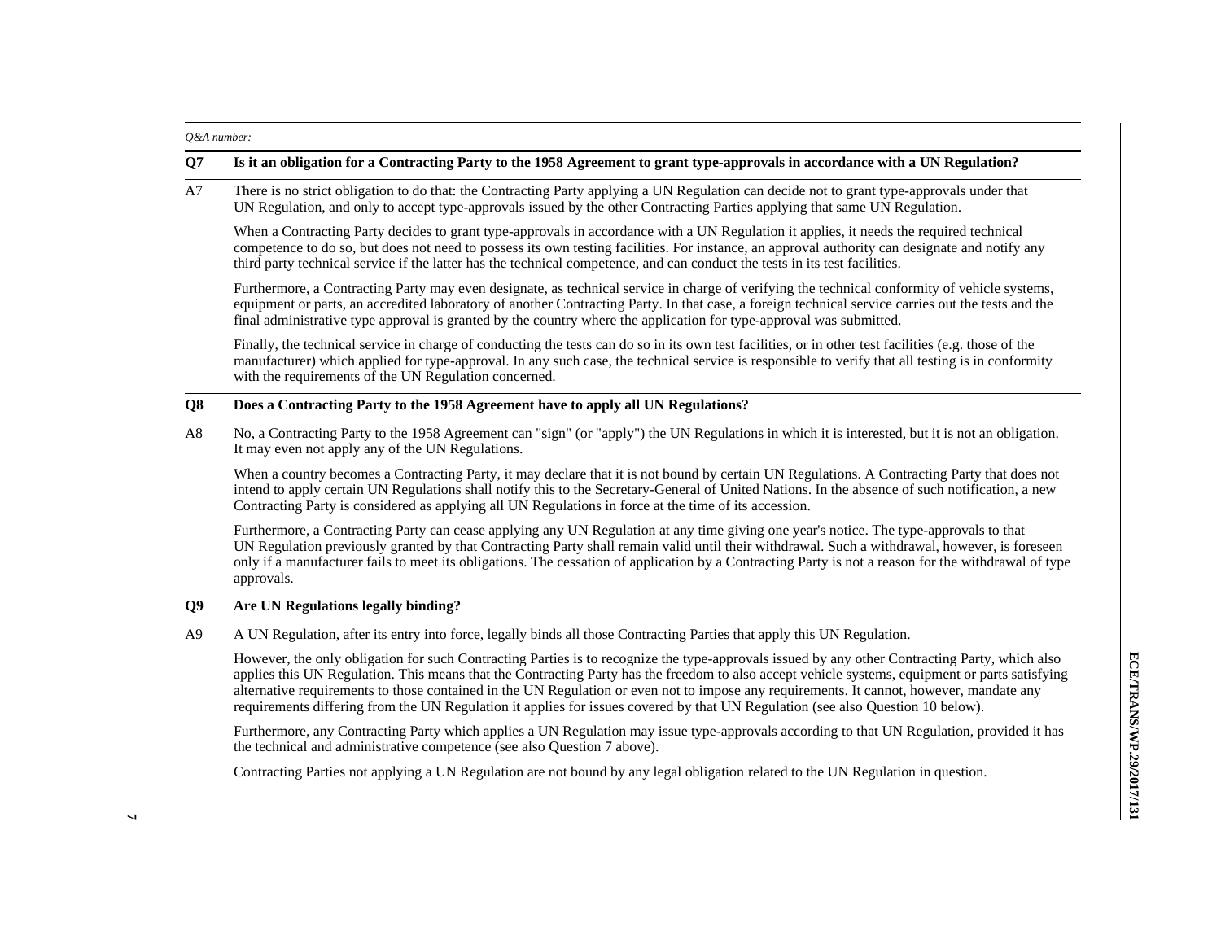*Q&A number:*

| | |
|---|---|
| **Q7** | **Is it an obligation for a Contracting Party to the 1958 Agreement to grant type-approvals in accordance with a UN Regulation?** |
| A7 | There is no strict obligation to do that: the Contracting Party applying a UN Regulation can decide not to grant type-approvals under that UN Regulation, and only to accept type-approvals issued by the other Contracting Parties applying that same UN Regulation.<br><br>When a Contracting Party decides to grant type-approvals in accordance with a UN Regulation it applies, it needs the required technical competence to do so, but does not need to possess its own testing facilities. For instance, an approval authority can designate and notify any third party technical service if the latter has the technical competence, and can conduct the tests in its test facilities.<br><br>Furthermore, a Contracting Party may even designate, as technical service in charge of verifying the technical conformity of vehicle systems, equipment or parts, an accredited laboratory of another Contracting Party. In that case, a foreign technical service carries out the tests and the final administrative type approval is granted by the country where the application for type-approval was submitted.<br><br>Finally, the technical service in charge of conducting the tests can do so in its own test facilities, or in other test facilities (e.g. those of the manufacturer) which applied for type-approval. In any such case, the technical service is responsible to verify that all testing is in conformity with the requirements of the UN Regulation concerned. |
| **Q8** | **Does a Contracting Party to the 1958 Agreement have to apply all UN Regulations?** |
| A8 | No, a Contracting Party to the 1958 Agreement can "sign" (or "apply") the UN Regulations in which it is interested, but it is not an obligation. It may even not apply any of the UN Regulations.<br><br>When a country becomes a Contracting Party, it may declare that it is not bound by certain UN Regulations. A Contracting Party that does not intend to apply certain UN Regulations shall notify this to the Secretary-General of United Nations. In the absence of such notification, a new Contracting Party is considered as applying all UN Regulations in force at the time of its accession.<br><br>Furthermore, a Contracting Party can cease applying any UN Regulation at any time giving one year's notice. The type-approvals to that UN Regulation previously granted by that Contracting Party shall remain valid until their withdrawal. Such a withdrawal, however, is foreseen only if a manufacturer fails to meet its obligations. The cessation of application by a Contracting Party is not a reason for the withdrawal of type approvals. |
| **Q9** | **Are UN Regulations legally binding?** |
| A9 | A UN Regulation, after its entry into force, legally binds all those Contracting Parties that apply this UN Regulation.<br><br>However, the only obligation for such Contracting Parties is to recognize the type-approvals issued by any other Contracting Party, which also applies this UN Regulation. This means that the Contracting Party has the freedom to also accept vehicle systems, equipment or parts satisfying alternative requirements to those contained in the UN Regulation or even not to impose any requirements. It cannot, however, mandate any requirements differing from the UN Regulation it applies for issues covered by that UN Regulation (see also Question 10 below).<br><br>Furthermore, any Contracting Party which applies a UN Regulation may issue type-approvals according to that UN Regulation, provided it has the technical and administrative competence (see also Question 7 above).<br><br>Contracting Parties not applying a UN Regulation are not bound by any legal obligation related to the UN Regulation in question. |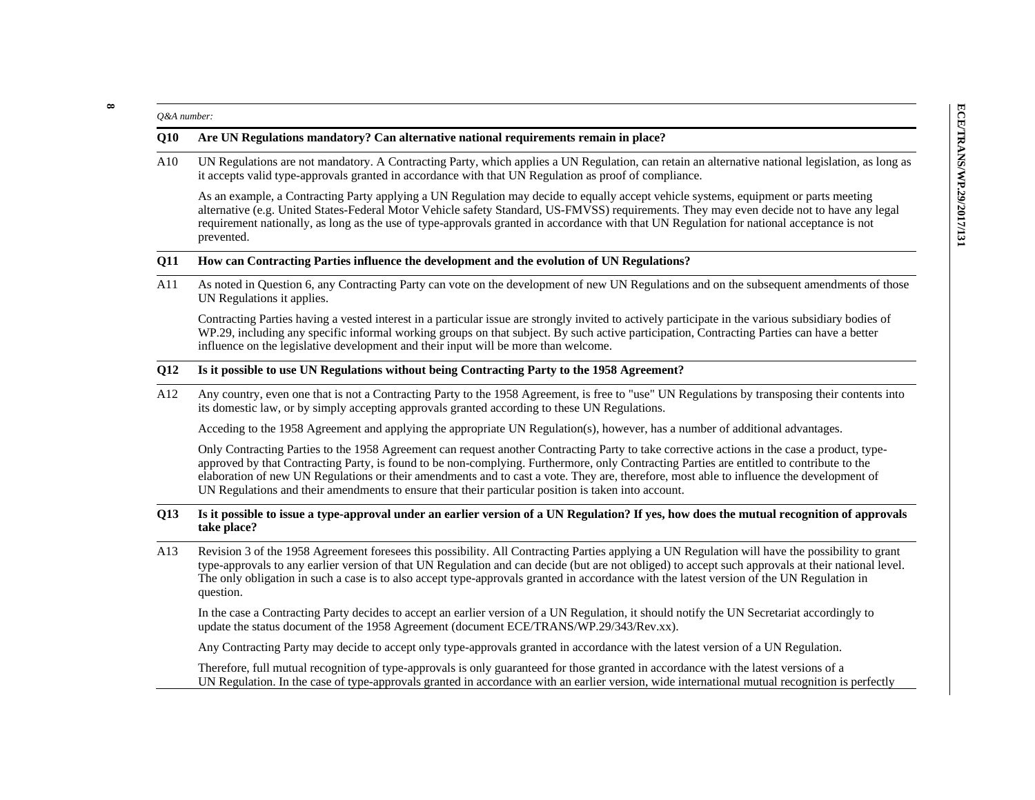*Q&A number:*

| | |
|---|---|
| **Q10** | **Are UN Regulations mandatory? Can alternative national requirements remain in place?** |
| A10 | UN Regulations are not mandatory. A Contracting Party, which applies a UN Regulation, can retain an alternative national legislation, as long as it accepts valid type-approvals granted in accordance with that UN Regulation as proof of compliance.<br><br>As an example, a Contracting Party applying a UN Regulation may decide to equally accept vehicle systems, equipment or parts meeting alternative (e.g. United States-Federal Motor Vehicle safety Standard, US-FMVSS) requirements. They may even decide not to have any legal requirement nationally, as long as the use of type-approvals granted in accordance with that UN Regulation for national acceptance is not prevented. |
| **Q11** | **How can Contracting Parties influence the development and the evolution of UN Regulations?** |
| A11 | As noted in Question 6, any Contracting Party can vote on the development of new UN Regulations and on the subsequent amendments of those UN Regulations it applies.<br><br>Contracting Parties having a vested interest in a particular issue are strongly invited to actively participate in the various subsidiary bodies of WP.29, including any specific informal working groups on that subject. By such active participation, Contracting Parties can have a better influence on the legislative development and their input will be more than welcome. |
| **Q12** | **Is it possible to use UN Regulations without being Contracting Party to the 1958 Agreement?** |
| A12 | Any country, even one that is not a Contracting Party to the 1958 Agreement, is free to "use" UN Regulations by transposing their contents into its domestic law, or by simply accepting approvals granted according to these UN Regulations.<br><br>Acceding to the 1958 Agreement and applying the appropriate UN Regulation(s), however, has a number of additional advantages.<br><br>Only Contracting Parties to the 1958 Agreement can request another Contracting Party to take corrective actions in the case a product, type-approved by that Contracting Party, is found to be non-complying. Furthermore, only Contracting Parties are entitled to contribute to the elaboration of new UN Regulations or their amendments and to cast a vote. They are, therefore, most able to influence the development of UN Regulations and their amendments to ensure that their particular position is taken into account. |
| **Q13** | **Is it possible to issue a type-approval under an earlier version of a UN Regulation? If yes, how does the mutual recognition of approvals take place?** |
| A13 | Revision 3 of the 1958 Agreement foresees this possibility. All Contracting Parties applying a UN Regulation will have the possibility to grant type-approvals to any earlier version of that UN Regulation and can decide (but are not obliged) to accept such approvals at their national level. The only obligation in such a case is to also accept type-approvals granted in accordance with the latest version of the UN Regulation in question.<br><br>In the case a Contracting Party decides to accept an earlier version of a UN Regulation, it should notify the UN Secretariat accordingly to update the status document of the 1958 Agreement (document ECE/TRANS/WP.29/343/Rev.xx).<br><br>Any Contracting Party may decide to accept only type-approvals granted in accordance with the latest version of a UN Regulation.<br><br>Therefore, full mutual recognition of type-approvals is only guaranteed for those granted in accordance with the latest versions of a UN Regulation. In the case of type-approvals granted in accordance with an earlier version, wide international mutual recognition is perfectly |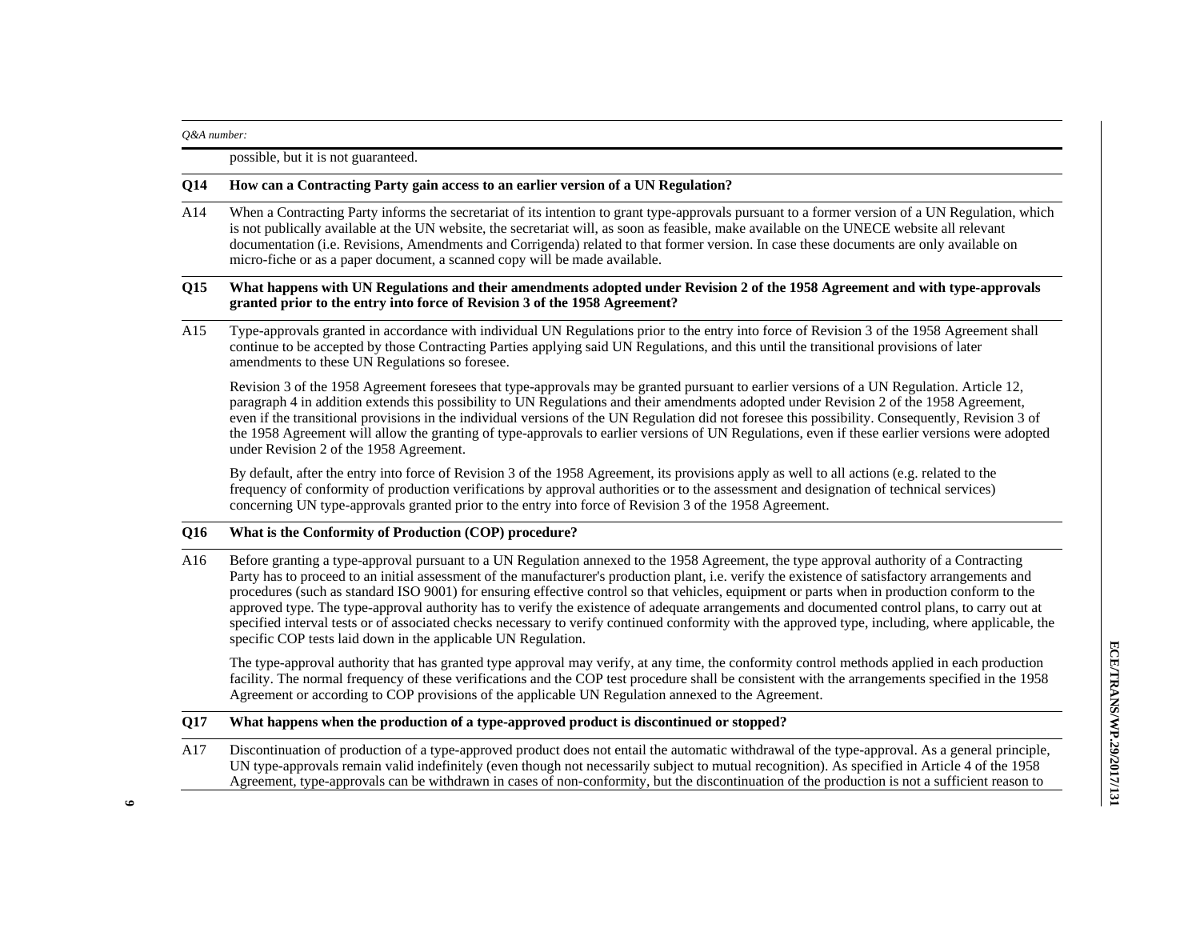| Q&A number: | |
|---|---|
| | possible, but it is not guaranteed. |
| **Q14** | **How can a Contracting Party gain access to an earlier version of a UN Regulation?** |
| A14 | When a Contracting Party informs the secretariat of its intention to grant type-approvals pursuant to a former version of a UN Regulation, which is not publically available at the UN website, the secretariat will, as soon as feasible, make available on the UNECE website all relevant documentation (i.e. Revisions, Amendments and Corrigenda) related to that former version. In case these documents are only available on micro-fiche or as a paper document, a scanned copy will be made available. |
| **Q15** | **What happens with UN Regulations and their amendments adopted under Revision 2 of the 1958 Agreement and with type-approvals granted prior to the entry into force of Revision 3 of the 1958 Agreement?** |
| A15 | Type-approvals granted in accordance with individual UN Regulations prior to the entry into force of Revision 3 of the 1958 Agreement shall continue to be accepted by those Contracting Parties applying said UN Regulations, and this until the transitional provisions of later amendments to these UN Regulations so foresee.<br><br>Revision 3 of the 1958 Agreement foresees that type-approvals may be granted pursuant to earlier versions of a UN Regulation. Article 12, paragraph 4 in addition extends this possibility to UN Regulations and their amendments adopted under Revision 2 of the 1958 Agreement, even if the transitional provisions in the individual versions of the UN Regulation did not foresee this possibility. Consequently, Revision 3 of the 1958 Agreement will allow the granting of type-approvals to earlier versions of UN Regulations, even if these earlier versions were adopted under Revision 2 of the 1958 Agreement.<br><br>By default, after the entry into force of Revision 3 of the 1958 Agreement, its provisions apply as well to all actions (e.g. related to the frequency of conformity of production verifications by approval authorities or to the assessment and designation of technical services) concerning UN type-approvals granted prior to the entry into force of Revision 3 of the 1958 Agreement. |
| **Q16** | **What is the Conformity of Production (COP) procedure?** |
| A16 | Before granting a type-approval pursuant to a UN Regulation annexed to the 1958 Agreement, the type approval authority of a Contracting Party has to proceed to an initial assessment of the manufacturer's production plant, i.e. verify the existence of satisfactory arrangements and procedures (such as standard ISO 9001) for ensuring effective control so that vehicles, equipment or parts when in production conform to the approved type. The type-approval authority has to verify the existence of adequate arrangements and documented control plans, to carry out at specified interval tests or of associated checks necessary to verify continued conformity with the approved type, including, where applicable, the specific COP tests laid down in the applicable UN Regulation.<br><br>The type-approval authority that has granted type approval may verify, at any time, the conformity control methods applied in each production facility. The normal frequency of these verifications and the COP test procedure shall be consistent with the arrangements specified in the 1958 Agreement or according to COP provisions of the applicable UN Regulation annexed to the Agreement. |
| **Q17** | **What happens when the production of a type-approved product is discontinued or stopped?** |
| A17 | Discontinuation of production of a type-approved product does not entail the automatic withdrawal of the type-approval. As a general principle, UN type-approvals remain valid indefinitely (even though not necessarily subject to mutual recognition). As specified in Article 4 of the 1958 Agreement, type-approvals can be withdrawn in cases of non-conformity, but the discontinuation of the production is not a sufficient reason to |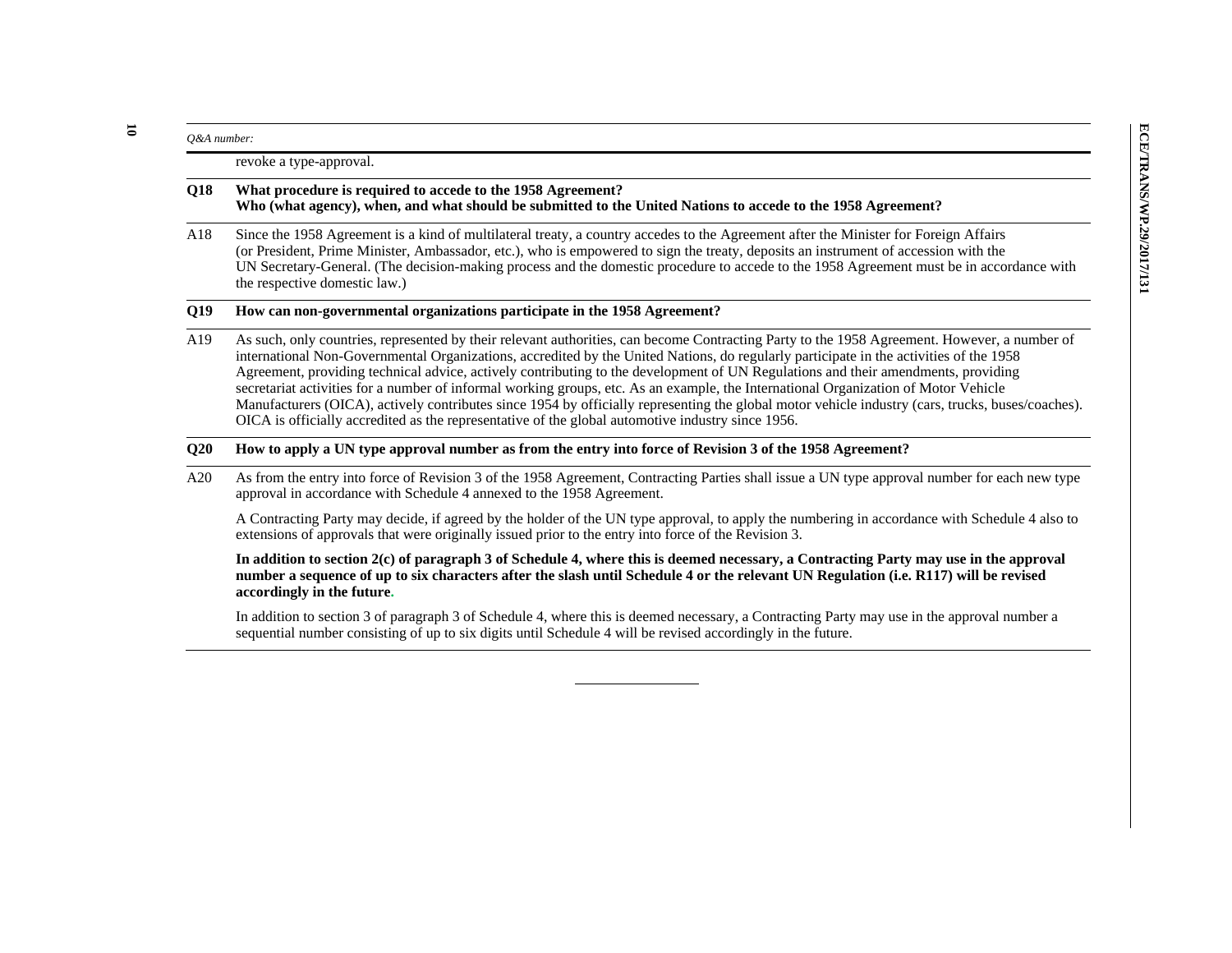| Q&A number: | |
|---|---|
| | revoke a type-approval. |
| **Q18** | **What procedure is required to accede to the 1958 Agreement?**<br>**Who (what agency), when, and what should be submitted to the United Nations to accede to the 1958 Agreement?** |
| A18 | Since the 1958 Agreement is a kind of multilateral treaty, a country accedes to the Agreement after the Minister for Foreign Affairs (or President, Prime Minister, Ambassador, etc.), who is empowered to sign the treaty, deposits an instrument of accession with the UN Secretary-General. (The decision-making process and the domestic procedure to accede to the 1958 Agreement must be in accordance with the respective domestic law.) |
| **Q19** | **How can non-governmental organizations participate in the 1958 Agreement?** |
| A19 | As such, only countries, represented by their relevant authorities, can become Contracting Party to the 1958 Agreement. However, a number of international Non-Governmental Organizations, accredited by the United Nations, do regularly participate in the activities of the 1958 Agreement, providing technical advice, actively contributing to the development of UN Regulations and their amendments, providing secretariat activities for a number of informal working groups, etc. As an example, the International Organization of Motor Vehicle Manufacturers (OICA), actively contributes since 1954 by officially representing the global motor vehicle industry (cars, trucks, buses/coaches). OICA is officially accredited as the representative of the global automotive industry since 1956. |
| **Q20** | **How to apply a UN type approval number as from the entry into force of Revision 3 of the 1958 Agreement?** |
| A20 | As from the entry into force of Revision 3 of the 1958 Agreement, Contracting Parties shall issue a UN type approval number for each new type approval in accordance with Schedule 4 annexed to the 1958 Agreement.<br><br>A Contracting Party may decide, if agreed by the holder of the UN type approval, to apply the numbering in accordance with Schedule 4 also to extensions of approvals that were originally issued prior to the entry into force of the Revision 3.<br><br>**In addition to section 2(c) of paragraph 3 of Schedule 4, where this is deemed necessary, a Contracting Party may use in the approval number a sequence of up to six characters after the slash until Schedule 4 or the relevant UN Regulation (i.e. R117) will be revised accordingly in the future.**<br><br>In addition to section 3 of paragraph 3 of Schedule 4, where this is deemed necessary, a Contracting Party may use in the approval number a sequential number consisting of up to six digits until Schedule 4 will be revised accordingly in the future. |